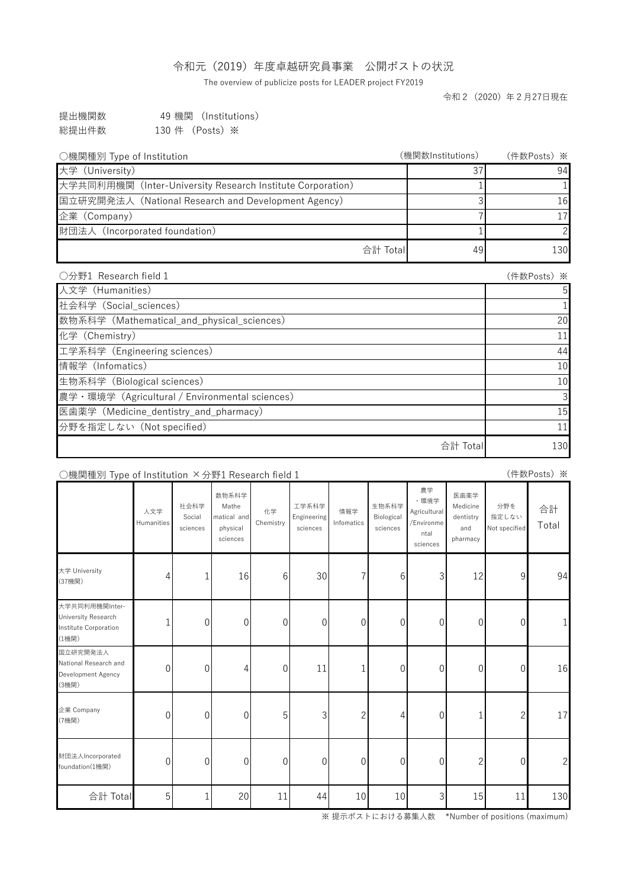# 令和元（2019）年度卓越研究員事業　公開ポストの状況

The overview of publicize posts for LEADER project FY2019

令和２（2020）年２月27日現在

提出機関数　49 機関 （Institutions）
総提出件数　130 件 （Posts）※

○機関種別 Type of Institution

| | (機関数Institutions) | (件数Posts) ※ |
|---|---|---|
| 大学（University） | 37 | 94 |
| 大学共同利用機関（Inter-University Research Institute Corporation） | 1 | 1 |
| 国立研究開発法人（National Research and Development Agency） | 3 | 16 |
| 企業（Company） | 7 | 17 |
| 財団法人（Incorporated foundation） | 1 | 2 |
| 合計 Total | 49 | 130 |

○分野1 Research field 1

| | (件数Posts) ※ |
|---|---|
| 人文学（Humanities） | 5 |
| 社会科学（Social_sciences） | 1 |
| 数物系科学（Mathematical_and_physical_sciences） | 20 |
| 化学（Chemistry） | 11 |
| 工学系科学（Engineering sciences） | 44 |
| 情報学（Infomatics） | 10 |
| 生物系科学（Biological sciences） | 10 |
| 農学・環境学（Agricultural / Environmental sciences） | 3 |
| 医歯薬学（Medicine_dentistry_and_pharmacy） | 15 |
| 分野を指定しない（Not specified） | 11 |
| 合計 Total | 130 |

○機関種別 Type of Institution ×分野1 Research field 1 (件数Posts) ※

| | 人文学 Humanities | 社会科学 Social sciences | 数物系科学 Mathematical and physical sciences | 化学 Chemistry | 工学系科学 Engineering sciences | 情報学 Infomatics | 生物系科学 Biological sciences | 農学・環境学 Agricultural /Environmental sciences | 医歯薬学 Medicine dentistry and pharmacy | 分野を指定しない Not specified | 合計 Total |
|---|---|---|---|---|---|---|---|---|---|---|---|
| 大学 University (37機関) | 4 | 1 | 16 | 6 | 30 | 7 | 6 | 3 | 12 | 9 | 94 |
| 大学共同利用機関Inter-University Research Institute Corporation (1機関) | 1 | 0 | 0 | 0 | 0 | 0 | 0 | 0 | 0 | 0 | 1 |
| 国立研究開発法人 National Research and Development Agency (3機関) | 0 | 0 | 4 | 0 | 11 | 1 | 0 | 0 | 0 | 0 | 16 |
| 企業 Company (7機関) | 0 | 0 | 0 | 5 | 3 | 2 | 4 | 0 | 1 | 2 | 17 |
| 財団法人Incorporated foundation(1機関) | 0 | 0 | 0 | 0 | 0 | 0 | 0 | 0 | 2 | 0 | 2 |
| 合計 Total | 5 | 1 | 20 | 11 | 44 | 10 | 10 | 3 | 15 | 11 | 130 |

※ 提示ポストにおける募集人数　*Number of positions (maximum)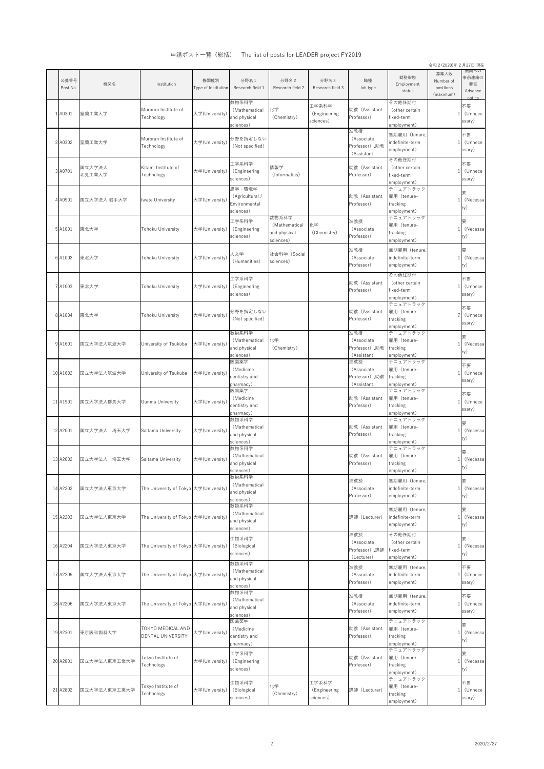# 申請ポスト一覧（総括）　The list of posts for LEADER project FY2019

令和２(2020)年２月27日 現在

| | 公募番号 Post No. | 機関名 | Institution | 機関種別 Type of Institution | 分野名１ Research field 1 | 分野名２ Research field 2 | 分野名３ Research field 3 | 職種 Job type | 勤務形態 Employment status | 募集人数 Number of positions (maximum) | 機関への事前連絡の要否 Advance notice |
|---|---|---|---|---|---|---|---|---|---|---|---|
| 1 | A0301 | 室蘭工業大学 | Muroran Institute of Technology | 大学(University) | 数物系科学 (Mathematical and physical sciences) | 化学 (Chemistry) | 工学系科学 (Engineering sciences) | 助教（Assistant Professor) | その他任期付 (other certain fixed-term employment) | 1 | 不要 (Unnecessary) |
| 2 | A0302 | 室蘭工業大学 | Muroran Institute of Technology | 大学(University) | 分野を指定しない (Not specified) | | | 准教授 (Associate Professor) ,助教 (Assistant | 無期雇用（tenure, indefinite-term employment) | 1 | 不要 (Unnecessary) |
| 3 | A0701 | 国立大学法人 北見工業大学 | Kitami Institute of Technology | 大学(University) | 工学系科学 (Engineering sciences) | 情報学 (Informatics) | | 助教（Assistant Professor) | その他任期付 (other certain fixed-term employment) | 1 | 不要 (Unnecessary) |
| 4 | A0901 | 国立大学法人 岩手大学 | Iwate University | 大学(University) | 農学・環境学 (Agricultural / Environmental sciences) | | | 助教（Assistant Professor) | テニュアトラック雇用（tenure-tracking employment) | 1 | 要 (Necessary) |
| 5 | A1001 | 東北大学 | Tohoku University | 大学(University) | 工学系科学 (Engineering sciences) | 数物系科学 (Mathematical and physical sciences) | 化学 (Chemistry) | 准教授 (Associate Professor) | テニュアトラック雇用（tenure-tracking employment) | 1 | 要 (Necessary) |
| 6 | A1002 | 東北大学 | Tohoku University | 大学(University) | 人文学 (Humanities) | 社会科学（Social sciences) | | 准教授 (Associate Professor) | 無期雇用（tenure, indefinite-term employment) | 1 | 要 (Necessary) |
| 7 | A1003 | 東北大学 | Tohoku University | 大学(University) | 工学系科学 (Engineering sciences) | | | 助教（Assistant Professor) | その他任期付 (other certain fixed-term employment) | 1 | 不要 (Unnecessary) |
| 8 | A1004 | 東北大学 | Tohoku University | 大学(University) | 分野を指定しない (Not specified) | | | 助教（Assistant Professor) | テニュアトラック雇用（tenure-tracking employment) | 7 | 不要 (Unnecessary) |
| 9 | A1601 | 国立大学法人筑波大学 | University of Tsukuba | 大学(University) | 数物系科学 (Mathematical and physical sciences) | 化学 (Chemistry) | | 准教授 (Associate Professor) ,助教 (Assistant | テニュアトラック雇用（tenure-tracking employment) | 1 | 要 (Necessary) |
| 10 | A1602 | 国立大学法人筑波大学 | University of Tsukuba | 大学(University) | 医歯薬学 (Medicine dentistry and pharmacy) | | | 准教授 (Associate Professor) ,助教 (Assistant | テニュアトラック雇用（tenure-tracking employment) | 1 | 不要 (Unnecessary) |
| 11 | A1901 | 国立大学法人群馬大学 | Gunma University | 大学(University) | 医歯薬学 (Medicine dentistry and pharmacy) | | | 助教（Assistant Professor) | テニュアトラック雇用（tenure-tracking employment) | 1 | 不要 (Unnecessary) |
| 12 | A2001 | 国立大学法人　埼玉大学 | Saitama University | 大学(University) | 数物系科学 (Mathematical and physical sciences) | | | 助教（Assistant Professor) | テニュアトラック雇用（tenure-tracking employment) | 1 | 要 (Necessary) |
| 13 | A2002 | 国立大学法人　埼玉大学 | Saitama University | 大学(University) | 数物系科学 (Mathematical and physical sciences) | | | 助教（Assistant Professor) | テニュアトラック雇用（tenure-tracking employment) | 1 | 要 (Necessary) |
| 14 | A2202 | 国立大学法人東京大学 | The University of Tokyo | 大学(University) | 数物系科学 (Mathematical and physical sciences) | | | 准教授 (Associate Professor) | 無期雇用（tenure, indefinite-term employment) | 1 | 要 (Necessary) |
| 15 | A2203 | 国立大学法人東京大学 | The University of Tokyo | 大学(University) | 数物系科学 (Mathematical and physical sciences) | | | 講師（Lecturer) | 無期雇用（tenure, indefinite-term employment) | 1 | 要 (Necessary) |
| 16 | A2204 | 国立大学法人東京大学 | The University of Tokyo | 大学(University) | 生物系科学 (Biological sciences) | | | 准教授 (Associate Professor) ,講師 (Lecturer) | その他任期付 (other certain fixed-term employment) | 1 | 要 (Necessary) |
| 17 | A2205 | 国立大学法人東京大学 | The University of Tokyo | 大学(University) | 数物系科学 (Mathematical and physical sciences) | | | 准教授 (Associate Professor) | 無期雇用（tenure, indefinite-term employment) | 1 | 不要 (Unnecessary) |
| 18 | A2206 | 国立大学法人東京大学 | The University of Tokyo | 大学(University) | 数物系科学 (Mathematical and physical sciences) | | | 准教授 (Associate Professor) | 無期雇用（tenure, indefinite-term employment) | 1 | 不要 (Unnecessary) |
| 19 | A2301 | 東京医科歯科大学 | TOKYO MEDICAL AND DENTAL UNIVERSITY | 大学(University) | 医歯薬学 (Medicine dentistry and pharmacy) | | | 助教（Assistant Professor) | テニュアトラック雇用（tenure-tracking employment) | 1 | 要 (Necessary) |
| 20 | A2801 | 国立大学法人東京工業大学 | Tokyo Institute of Technology | 大学(University) | 工学系科学 (Engineering sciences) | | | 助教（Assistant Professor) | テニュアトラック雇用（tenure-tracking employment) | 1 | 要 (Necessary) |
| 21 | A2802 | 国立大学法人東京工業大学 | Tokyo Institute of Technology | 大学(University) | 生物系科学 (Biological sciences) | 化学 (Chemistry) | 工学系科学 (Engineering sciences) | 講師（Lecturer) | テニュアトラック雇用（tenure-tracking employment) | 1 | 不要 (Unnecessary) |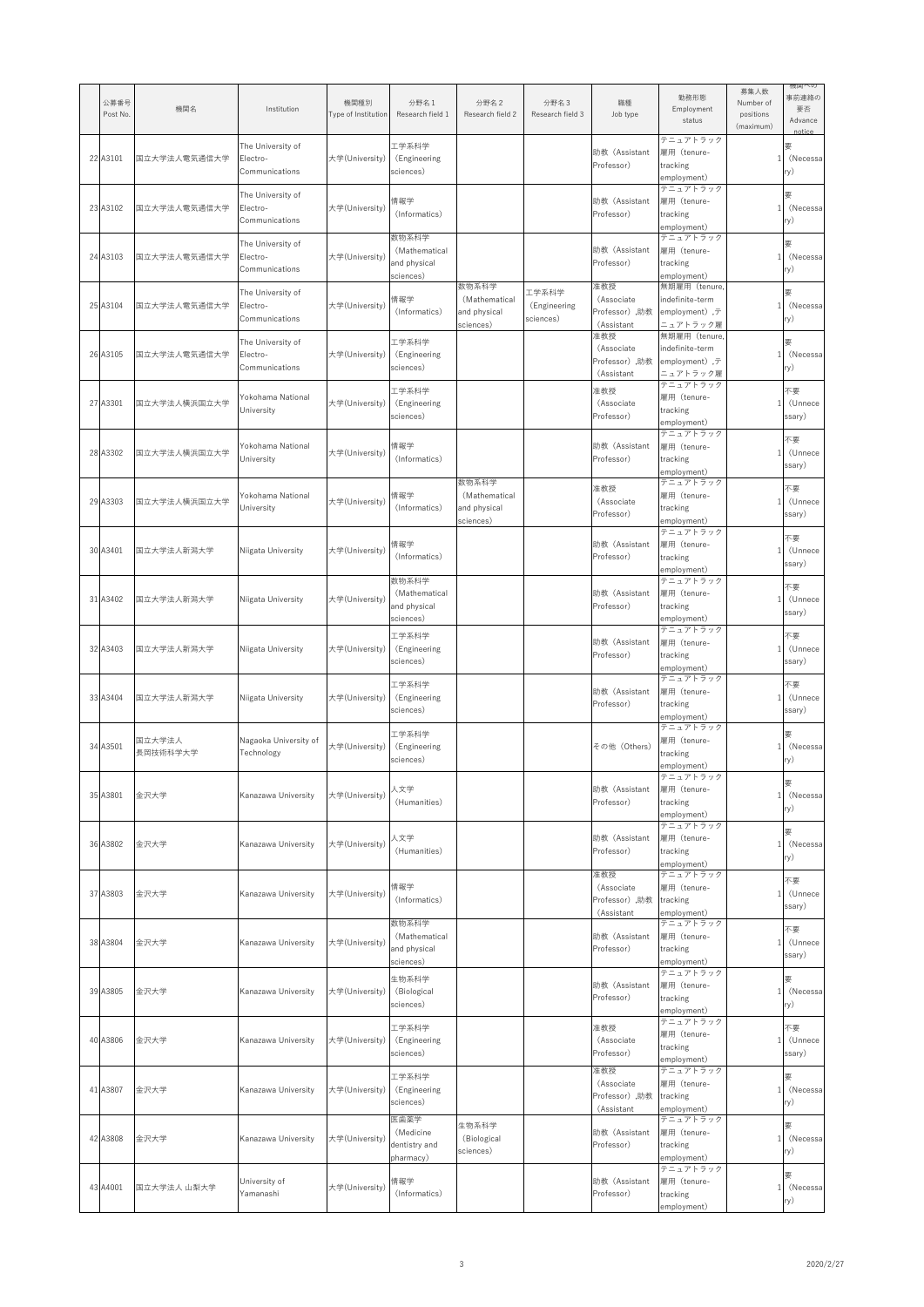| | 公募番号 Post No. | 機関名 | Institution | 機関種別 Type of Institution | 分野名1 Research field 1 | 分野名2 Research field 2 | 分野名3 Research field 3 | 職種 Job type | 勤務形態 Employment status | 募集人数 Number of positions (maximum) | 機関への事前連絡の要否 Advance notice |
|---|---|---|---|---|---|---|---|---|---|---|---|
| 22 | A3101 | 国立大学法人電気通信大学 | The University of Electro-Communications | 大学(University) | 工学系科学 (Engineering sciences) | | | 助教（Assistant Professor) | テニュアトラック雇用（tenure-tracking employment) | 1 | 要 (Necessary) |
| 23 | A3102 | 国立大学法人電気通信大学 | The University of Electro-Communications | 大学(University) | 情報学 (Informatics) | | | 助教（Assistant Professor) | テニュアトラック雇用（tenure-tracking employment) | 1 | 要 (Necessary) |
| 24 | A3103 | 国立大学法人電気通信大学 | The University of Electro-Communications | 大学(University) | 数物系科学 (Mathematical and physical sciences) | | | 助教（Assistant Professor) | テニュアトラック雇用（tenure-tracking employment) | 1 | 要 (Necessary) |
| 25 | A3104 | 国立大学法人電気通信大学 | The University of Electro-Communications | 大学(University) | 情報学 (Informatics) | 数物系科学 (Mathematical and physical sciences) | 工学系科学 (Engineering sciences) | 准教授（Associate Professor）,助教（Assistant | 無期雇用（tenure, indefinite-term employment）,テニュアトラック雇 | 1 | 要 (Necessary) |
| 26 | A3105 | 国立大学法人電気通信大学 | The University of Electro-Communications | 大学(University) | 工学系科学 (Engineering sciences) | | | 准教授（Associate Professor）,助教（Assistant | 無期雇用（tenure, indefinite-term employment）,テニュアトラック雇 | 1 | 要 (Necessary) |
| 27 | A3301 | 国立大学法人横浜国立大学 | Yokohama National University | 大学(University) | 工学系科学 (Engineering sciences) | | | 准教授（Associate Professor) | テニュアトラック雇用（tenure-tracking employment) | 1 | 不要 (Unnecessary) |
| 28 | A3302 | 国立大学法人横浜国立大学 | Yokohama National University | 大学(University) | 情報学 (Informatics) | | | 助教（Assistant Professor) | テニュアトラック雇用（tenure-tracking employment) | 1 | 不要 (Unnecessary) |
| 29 | A3303 | 国立大学法人横浜国立大学 | Yokohama National University | 大学(University) | 情報学 (Informatics) | 数物系科学 (Mathematical and physical sciences) | | 准教授（Associate Professor) | テニュアトラック雇用（tenure-tracking employment) | 1 | 不要 (Unnecessary) |
| 30 | A3401 | 国立大学法人新潟大学 | Niigata University | 大学(University) | 情報学 (Informatics) | | | 助教（Assistant Professor) | テニュアトラック雇用（tenure-tracking employment) | 1 | 不要 (Unnecessary) |
| 31 | A3402 | 国立大学法人新潟大学 | Niigata University | 大学(University) | 数物系科学 (Mathematical and physical sciences) | | | 助教（Assistant Professor) | テニュアトラック雇用（tenure-tracking employment) | 1 | 不要 (Unnecessary) |
| 32 | A3403 | 国立大学法人新潟大学 | Niigata University | 大学(University) | 工学系科学 (Engineering sciences) | | | 助教（Assistant Professor) | テニュアトラック雇用（tenure-tracking employment) | 1 | 不要 (Unnecessary) |
| 33 | A3404 | 国立大学法人新潟大学 | Niigata University | 大学(University) | 工学系科学 (Engineering sciences) | | | 助教（Assistant Professor) | テニュアトラック雇用（tenure-tracking employment) | 1 | 不要 (Unnecessary) |
| 34 | A3501 | 国立大学法人長岡技術科学大学 | Nagaoka University of Technology | 大学(University) | 工学系科学 (Engineering sciences) | | | その他（Others) | テニュアトラック雇用（tenure-tracking employment) | 1 | 要 (Necessary) |
| 35 | A3801 | 金沢大学 | Kanazawa University | 大学(University) | 人文学 (Humanities) | | | 助教（Assistant Professor) | テニュアトラック雇用（tenure-tracking employment) | 1 | 要 (Necessary) |
| 36 | A3802 | 金沢大学 | Kanazawa University | 大学(University) | 人文学 (Humanities) | | | 助教（Assistant Professor) | テニュアトラック雇用（tenure-tracking employment) | 1 | 要 (Necessary) |
| 37 | A3803 | 金沢大学 | Kanazawa University | 大学(University) | 情報学 (Informatics) | | | 准教授（Associate Professor）,助教（Assistant | テニュアトラック雇用（tenure-tracking employment) | 1 | 不要 (Unnecessary) |
| 38 | A3804 | 金沢大学 | Kanazawa University | 大学(University) | 数物系科学 (Mathematical and physical sciences) | | | 助教（Assistant Professor) | テニュアトラック雇用（tenure-tracking employment) | 1 | 不要 (Unnecessary) |
| 39 | A3805 | 金沢大学 | Kanazawa University | 大学(University) | 生物系科学 (Biological sciences) | | | 助教（Assistant Professor) | テニュアトラック雇用（tenure-tracking employment) | 1 | 要 (Necessary) |
| 40 | A3806 | 金沢大学 | Kanazawa University | 大学(University) | 工学系科学 (Engineering sciences) | | | 准教授（Associate Professor) | テニュアトラック雇用（tenure-tracking employment) | 1 | 不要 (Unnecessary) |
| 41 | A3807 | 金沢大学 | Kanazawa University | 大学(University) | 工学系科学 (Engineering sciences) | | | 准教授（Associate Professor）,助教（Assistant | テニュアトラック雇用（tenure-tracking employment) | 1 | 要 (Necessary) |
| 42 | A3808 | 金沢大学 | Kanazawa University | 大学(University) | 医歯薬学 (Medicine dentistry and pharmacy) | 生物系科学 (Biological sciences) | | 助教（Assistant Professor) | テニュアトラック雇用（tenure-tracking employment) | 1 | 要 (Necessary) |
| 43 | A4001 | 国立大学法人 山梨大学 | University of Yamanashi | 大学(University) | 情報学 (Informatics) | | | 助教（Assistant Professor) | テニュアトラック雇用（tenure-tracking employment) | 1 | 要 (Necessary) |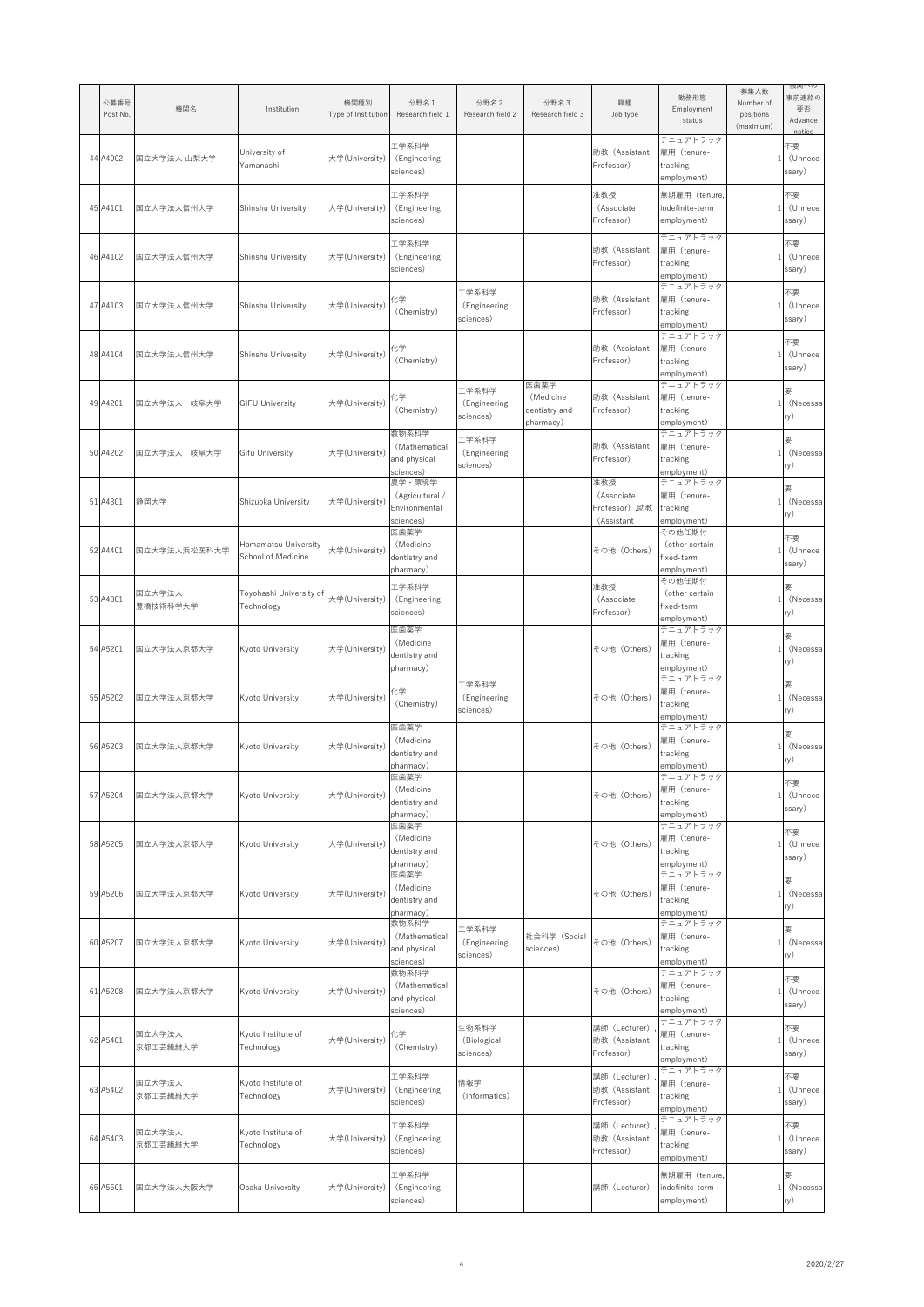| | 公募番号 Post No. | 機関名 | Institution | 機関種別 Type of Institution | 分野名1 Research field 1 | 分野名2 Research field 2 | 分野名3 Research field 3 | 職種 Job type | 勤務形態 Employment status | 募集人数 Number of positions (maximum) | 機関への事前連絡の要否 Advance notice |
|---|---|---|---|---|---|---|---|---|---|---|---|
| 44 | A4002 | 国立大学法人 山梨大学 | University of Yamanashi | 大学(University) | 工学系科学（Engineering sciences） | | | 助教（Assistant Professor） | テニュアトラック雇用（tenure-tracking employment） | 1 | 不要（Unnecessary） |
| 45 | A4101 | 国立大学法人信州大学 | Shinshu University | 大学(University) | 工学系科学（Engineering sciences） | | | 准教授（Associate Professor） | 無期雇用（tenure, indefinite-term employment） | 1 | 不要（Unnecessary） |
| 46 | A4102 | 国立大学法人信州大学 | Shinshu University | 大学(University) | 工学系科学（Engineering sciences） | | | 助教（Assistant Professor） | テニュアトラック雇用（tenure-tracking employment） | 1 | 不要（Unnecessary） |
| 47 | A4103 | 国立大学法人信州大学 | Shinshu University. | 大学(University) | 化学（Chemistry） | 工学系科学（Engineering sciences） | | 助教（Assistant Professor） | テニュアトラック雇用（tenure-tracking employment） | 1 | 不要（Unnecessary） |
| 48 | A4104 | 国立大学法人信州大学 | Shinshu University | 大学(University) | 化学（Chemistry） | | | 助教（Assistant Professor） | テニュアトラック雇用（tenure-tracking employment） | 1 | 不要（Unnecessary） |
| 49 | A4201 | 国立大学法人　岐阜大学 | GIFU University | 大学(University) | 化学（Chemistry） | 工学系科学（Engineering sciences） | 医歯薬学（Medicine dentistry and pharmacy） | 助教（Assistant Professor） | テニュアトラック雇用（tenure-tracking employment） | 1 | 要（Necessary） |
| 50 | A4202 | 国立大学法人　岐阜大学 | Gifu University | 大学(University) | 数物系科学（Mathematical and physical sciences） | 工学系科学（Engineering sciences） | | 助教（Assistant Professor） | テニュアトラック雇用（tenure-tracking employment） | 1 | 要（Necessary） |
| 51 | A4301 | 静岡大学 | Shizuoka University | 大学(University) | 農学・環境学（Agricultural / Environmental sciences） | | | 准教授（Associate Professor）,助教（Assistant | テニュアトラック雇用（tenure-tracking employment） | 1 | 要（Necessary） |
| 52 | A4401 | 国立大学法人浜松医科大学 | Hamamatsu University School of Medicine | 大学(University) | 医歯薬学（Medicine dentistry and pharmacy） | | | その他（Others） | その他任期付（other certain fixed-term employment） | 1 | 不要（Unnecessary） |
| 53 | A4801 | 国立大学法人 豊橋技術科学大学 | Toyohashi University of Technology | 大学(University) | 工学系科学（Engineering sciences） | | | 准教授（Associate Professor） | その他任期付（other certain fixed-term employment） | 1 | 要（Necessary） |
| 54 | A5201 | 国立大学法人京都大学 | Kyoto University | 大学(University) | 医歯薬学（Medicine dentistry and pharmacy） | | | その他（Others） | テニュアトラック雇用（tenure-tracking employment） | 1 | 要（Necessary） |
| 55 | A5202 | 国立大学法人京都大学 | Kyoto University | 大学(University) | 化学（Chemistry） | 工学系科学（Engineering sciences） | | その他（Others） | テニュアトラック雇用（tenure-tracking employment） | 1 | 要（Necessary） |
| 56 | A5203 | 国立大学法人京都大学 | Kyoto University | 大学(University) | 医歯薬学（Medicine dentistry and pharmacy） | | | その他（Others） | テニュアトラック雇用（tenure-tracking employment） | 1 | 要（Necessary） |
| 57 | A5204 | 国立大学法人京都大学 | Kyoto University | 大学(University) | 医歯薬学（Medicine dentistry and pharmacy） | | | その他（Others） | テニュアトラック雇用（tenure-tracking employment） | 1 | 不要（Unnecessary） |
| 58 | A5205 | 国立大学法人京都大学 | Kyoto University | 大学(University) | 医歯薬学（Medicine dentistry and pharmacy） | | | その他（Others） | テニュアトラック雇用（tenure-tracking employment） | 1 | 不要（Unnecessary） |
| 59 | A5206 | 国立大学法人京都大学 | Kyoto University | 大学(University) | 医歯薬学（Medicine dentistry and pharmacy） | | | その他（Others） | テニュアトラック雇用（tenure-tracking employment） | 1 | 要（Necessary） |
| 60 | A5207 | 国立大学法人京都大学 | Kyoto University | 大学(University) | 数物系科学（Mathematical and physical sciences） | 工学系科学（Engineering sciences） | 社会科学（Social sciences） | その他（Others） | テニュアトラック雇用（tenure-tracking employment） | 1 | 要（Necessary） |
| 61 | A5208 | 国立大学法人京都大学 | Kyoto University | 大学(University) | 数物系科学（Mathematical and physical sciences） | | | その他（Others） | テニュアトラック雇用（tenure-tracking employment） | 1 | 不要（Unnecessary） |
| 62 | A5401 | 国立大学法人 京都工芸繊維大学 | Kyoto Institute of Technology | 大学(University) | 化学（Chemistry） | 生物系科学（Biological sciences） | | 講師（Lecturer）,助教（Assistant Professor） | テニュアトラック雇用（tenure-tracking employment） | 1 | 不要（Unnecessary） |
| 63 | A5402 | 国立大学法人 京都工芸繊維大学 | Kyoto Institute of Technology | 大学(University) | 工学系科学（Engineering sciences） | 情報学（Informatics） | | 講師（Lecturer）,助教（Assistant Professor） | テニュアトラック雇用（tenure-tracking employment） | 1 | 不要（Unnecessary） |
| 64 | A5403 | 国立大学法人 京都工芸繊維大学 | Kyoto Institute of Technology | 大学(University) | 工学系科学（Engineering sciences） | | | 講師（Lecturer）,助教（Assistant Professor） | テニュアトラック雇用（tenure-tracking employment） | 1 | 不要（Unnecessary） |
| 65 | A5501 | 国立大学法人大阪大学 | Osaka University | 大学(University) | 工学系科学（Engineering sciences） | | | 講師（Lecturer） | 無期雇用（tenure, indefinite-term employment） | 1 | 要（Necessary） |

2020/2/27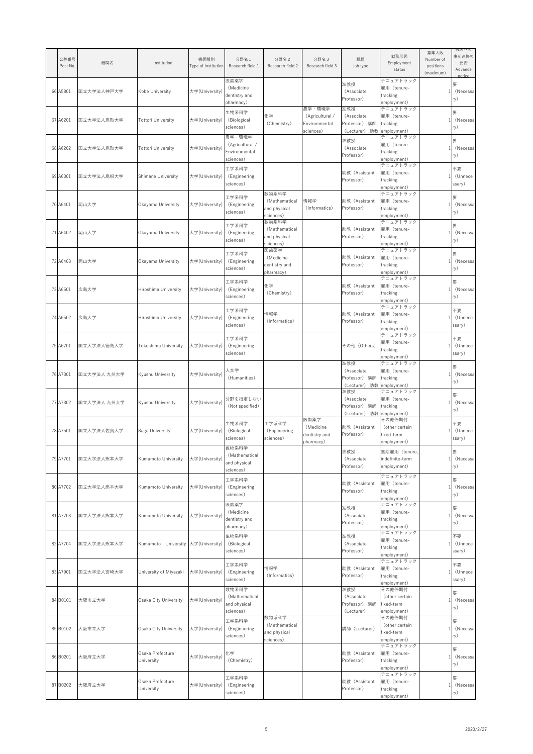| | 公募番号 Post No. | 機関名 | Institution | 機関種別 Type of Institution | 分野名1 Research field 1 | 分野名2 Research field 2 | 分野名3 Research field 3 | 職種 Job type | 勤務形態 Employment status | 募集人数 Number of positions (maximum) | 機関への事前連絡の要否 Advance notice |
|---|---|---|---|---|---|---|---|---|---|---|---|
| 66 | A5801 | 国立大学法人神戸大学 | Kobe University | 大学(University) | 医歯薬学 (Medicine dentistry and pharmacy) | | | 准教授 (Associate Professor) | テニュアトラック雇用 (tenure-tracking employment) | 1 | 要 (Necessary) |
| 67 | A6201 | 国立大学法人鳥取大学 | Tottori University | 大学(University) | 生物系科学 (Biological sciences) | 化学 (Chemistry) | 農学・環境学 (Agricultural / Environmental sciences) | 准教授 (Associate Professor) ,講師 (Lecturer) ,助教 | テニュアトラック雇用 (tenure-tracking employment) | 1 | 要 (Necessary) |
| 68 | A6202 | 国立大学法人鳥取大学 | Tottori University | 大学(University) | 農学・環境学 (Agricultural / Environmental sciences) | | | 准教授 (Associate Professor) | テニュアトラック雇用 (tenure-tracking employment) | 1 | 要 (Necessary) |
| 69 | A6301 | 国立大学法人島根大学 | Shimane University | 大学(University) | 工学系科学 (Engineering sciences) | | | 助教 (Assistant Professor) | テニュアトラック雇用 (tenure-tracking employment) | 1 | 不要 (Unnecessary) |
| 70 | A6401 | 岡山大学 | Okayama University | 大学(University) | 工学系科学 (Engineering sciences) | 数物系科学 (Mathematical and physical sciences) | 情報学 (Informatics) | 助教 (Assistant Professor) | テニュアトラック雇用 (tenure-tracking employment) | 1 | 要 (Necessary) |
| 71 | A6402 | 岡山大学 | Okayama University | 大学(University) | 工学系科学 (Engineering sciences) | 数物系科学 (Mathematical and physical sciences) | | 助教 (Assistant Professor) | テニュアトラック雇用 (tenure-tracking employment) | 1 | 要 (Necessary) |
| 72 | A6403 | 岡山大学 | Okayama University | 大学(University) | 工学系科学 (Engineering sciences) | 医歯薬学 (Medicine dentistry and pharmacy) | | 助教 (Assistant Professor) | テニュアトラック雇用 (tenure-tracking employment) | 1 | 要 (Necessary) |
| 73 | A6501 | 広島大学 | Hiroshima University | 大学(University) | 工学系科学 (Engineering sciences) | 化学 (Chemistry) | | 助教 (Assistant Professor) | テニュアトラック雇用 (tenure-tracking employment) | 1 | 要 (Necessary) |
| 74 | A6502 | 広島大学 | Hiroshima University | 大学(University) | 工学系科学 (Engineering sciences) | 情報学 (Informatics) | | 助教 (Assistant Professor) | テニュアトラック雇用 (tenure-tracking employment) | 1 | 不要 (Unnecessary) |
| 75 | A6701 | 国立大学法人徳島大学 | Tokushima University | 大学(University) | 工学系科学 (Engineering sciences) | | | その他 (Others) | テニュアトラック雇用 (tenure-tracking employment) | 1 | 不要 (Unnecessary) |
| 76 | A7301 | 国立大学法人 九州大学 | Kyushu University | 大学(University) | 人文学 (Humanities) | | | 准教授 (Associate Professor) ,講師 (Lecturer) ,助教 | テニュアトラック雇用 (tenure-tracking employment) | 1 | 要 (Necessary) |
| 77 | A7302 | 国立大学法人 九州大学 | Kyushu University | 大学(University) | 分野を指定しない (Not specified) | | | 准教授 (Associate Professor) ,講師 (Lecturer) ,助教 | テニュアトラック雇用 (tenure-tracking employment) | 1 | 要 (Necessary) |
| 78 | A7501 | 国立大学法人佐賀大学 | Saga University | 大学(University) | 生物系科学 (Biological sciences) | 工学系科学 (Engineering sciences) | 医歯薬学 (Medicine dentistry and pharmacy) | 助教 (Assistant Professor) | その他任期付 (other certain fixed-term employment) | 1 | 不要 (Unnecessary) |
| 79 | A7701 | 国立大学法人熊本大学 | Kumamoto University | 大学(University) | 数物系科学 (Mathematical and physical sciences) | | | 准教授 (Associate Professor) | 無期雇用 (tenure, indefinite-term employment) | 1 | 要 (Necessary) |
| 80 | A7702 | 国立大学法人熊本大学 | Kumamoto University | 大学(University) | 工学系科学 (Engineering sciences) | | | 助教 (Assistant Professor) | テニュアトラック雇用 (tenure-tracking employment) | 1 | 要 (Necessary) |
| 81 | A7703 | 国立大学法人熊本大学 | Kumamoto University | 大学(University) | 医歯薬学 (Medicine dentistry and pharmacy) | | | 准教授 (Associate Professor) | テニュアトラック雇用 (tenure-tracking employment) | 1 | 要 (Necessary) |
| 82 | A7704 | 国立大学法人熊本大学 | Kumamoto University | 大学(University) | 生物系科学 (Biological sciences) | | | 准教授 (Associate Professor) | テニュアトラック雇用 (tenure-tracking employment) | 1 | 不要 (Unnecessary) |
| 83 | A7901 | 国立大学法人宮崎大学 | University of Miyazaki | 大学(University) | 工学系科学 (Engineering sciences) | 情報学 (Informatics) | | 助教 (Assistant Professor) | テニュアトラック雇用 (tenure-tracking employment) | 1 | 不要 (Unnecessary) |
| 84 | B0101 | 大阪市立大学 | Osaka City University | 大学(University) | 数物系科学 (Mathematical and physical sciences) | | | 准教授 (Associate Professor) ,講師 (Lecturer) | その他任期付 (other certain fixed-term employment) | 1 | 要 (Necessary) |
| 85 | B0102 | 大阪市立大学 | Osaka City University | 大学(University) | 工学系科学 (Engineering sciences) | 数物系科学 (Mathematical and physical sciences) | | 講師 (Lecturer) | その他任期付 (other certain fixed-term employment) | 1 | 要 (Necessary) |
| 86 | B0201 | 大阪府立大学 | Osaka Prefecture University | 大学(University) | 化学 (Chemistry) | | | 助教 (Assistant Professor) | テニュアトラック雇用 (tenure-tracking employment) | 1 | 要 (Necessary) |
| 87 | B0202 | 大阪府立大学 | Osaka Prefecture University | 大学(University) | 工学系科学 (Engineering sciences) | | | 助教 (Assistant Professor) | テニュアトラック雇用 (tenure-tracking employment) | 1 | 要 (Necessary) |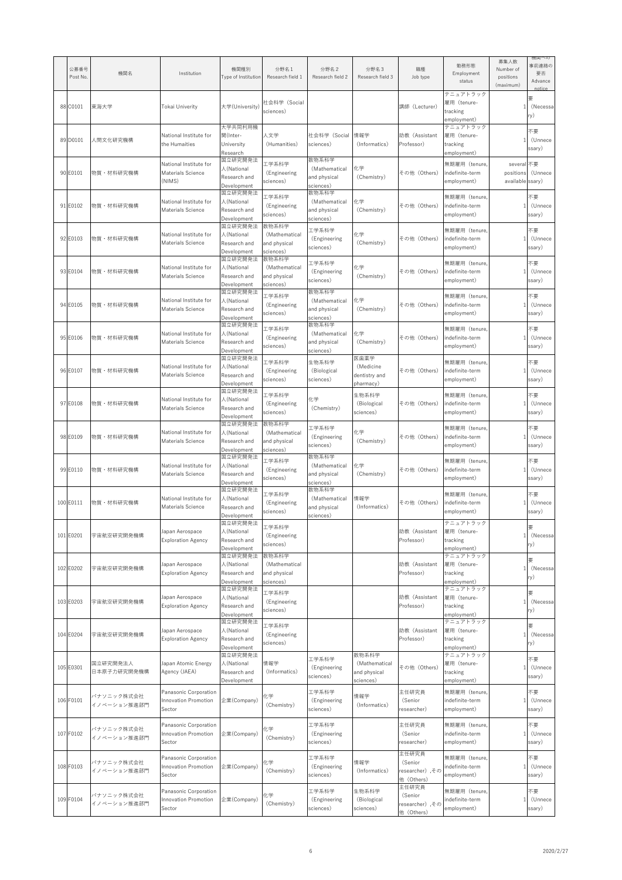| | 公募番号 Post No. | 機関名 | Institution | 機関種別 Type of Institution | 分野名1 Research field 1 | 分野名2 Research field 2 | 分野名3 Research field 3 | 職種 Job type | 勤務形態 Employment status | 募集人数 Number of positions (maximum) | 機関への事前連絡の要否 Advance notice |
|---|---|---|---|---|---|---|---|---|---|---|---|
| 88 | C0101 | 東海大学 | Tokai Univerity | 大学(University) | 社会科学（Social sciences） | | | 講師（Lecturer） | テニュアトラック雇用（tenure-tracking employment） | 1 | 要（Necessary） |
| 89 | D0101 | 人間文化研究機構 | National Institute for the Humaities | 大学共同利用機関(Inter-University Research | 人文学（Humanities） | 社会科学（Social sciences） | 情報学（Informatics） | 助教（Assistant Professor） | テニュアトラック雇用（tenure-tracking employment） | 1 | 不要（Unnecessary） |
| 90 | E0101 | 物質・材料研究機構 | National Institute for Materials Science (NIMS) | 国立研究開発法人(National Research and Development | 工学系科学（Engineering sciences） | 数物系科学（Mathematical and physical sciences） | 化学（Chemistry） | その他（Others） | 無期雇用（tenure, indefinite-term employment） | several positions available | 不要（Unnecessary） |
| 91 | E0102 | 物質・材料研究機構 | National Institute for Materials Science | 国立研究開発法人(National Research and Development | 工学系科学（Engineering sciences） | 数物系科学（Mathematical and physical sciences） | 化学（Chemistry） | その他（Others） | 無期雇用（tenure, indefinite-term employment） | 1 | 不要（Unnecessary） |
| 92 | E0103 | 物質・材料研究機構 | National Institute for Materials Science | 国立研究開発法人(National Research and Development | 数物系科学（Mathematical and physical sciences） | 工学系科学（Engineering sciences） | 化学（Chemistry） | その他（Others） | 無期雇用（tenure, indefinite-term employment） | 1 | 不要（Unnecessary） |
| 93 | E0104 | 物質・材料研究機構 | National Institute for Materials Science | 国立研究開発法人(National Research and Development | 数物系科学（Mathematical and physical sciences） | 工学系科学（Engineering sciences） | 化学（Chemistry） | その他（Others） | 無期雇用（tenure, indefinite-term employment） | 1 | 不要（Unnecessary） |
| 94 | E0105 | 物質・材料研究機構 | National Institute for Materials Science | 国立研究開発法人(National Research and Development | 工学系科学（Engineering sciences） | 数物系科学（Mathematical and physical sciences） | 化学（Chemistry） | その他（Others） | 無期雇用（tenure, indefinite-term employment） | 1 | 不要（Unnecessary） |
| 95 | E0106 | 物質・材料研究機構 | National Institute for Materials Science | 国立研究開発法人(National Research and Development | 工学系科学（Engineering sciences） | 数物系科学（Mathematical and physical sciences） | 化学（Chemistry） | その他（Others） | 無期雇用（tenure, indefinite-term employment） | 1 | 不要（Unnecessary） |
| 96 | E0107 | 物質・材料研究機構 | National Institute for Materials Science | 国立研究開発法人(National Research and Development | 工学系科学（Engineering sciences） | 生物系科学（Biological sciences） | 医歯薬学（Medicine dentistry and pharmacy） | その他（Others） | 無期雇用（tenure, indefinite-term employment） | 1 | 不要（Unnecessary） |
| 97 | E0108 | 物質・材料研究機構 | National Institute for Materials Science | 国立研究開発法人(National Research and Development | 工学系科学（Engineering sciences） | 化学（Chemistry） | 生物系科学（Biological sciences） | その他（Others） | 無期雇用（tenure, indefinite-term employment） | 1 | 不要（Unnecessary） |
| 98 | E0109 | 物質・材料研究機構 | National Institute for Materials Science | 国立研究開発法人(National Research and Development | 数物系科学（Mathematical and physical sciences） | 工学系科学（Engineering sciences） | 化学（Chemistry） | その他（Others） | 無期雇用（tenure, indefinite-term employment） | 1 | 不要（Unnecessary） |
| 99 | E0110 | 物質・材料研究機構 | National Institute for Materials Science | 国立研究開発法人(National Research and Development | 工学系科学（Engineering sciences） | 数物系科学（Mathematical and physical sciences） | 化学（Chemistry） | その他（Others） | 無期雇用（tenure, indefinite-term employment） | 1 | 不要（Unnecessary） |
| 100 | E0111 | 物質・材料研究機構 | National Institute for Materials Science | 国立研究開発法人(National Research and Development | 工学系科学（Engineering sciences） | 数物系科学（Mathematical and physical sciences） | 情報学（Informatics） | その他（Others） | 無期雇用（tenure, indefinite-term employment） | 1 | 不要（Unnecessary） |
| 101 | E0201 | 宇宙航空研究開発機構 | Japan Aerospace Exploration Agency | 国立研究開発法人(National Research and Development | 工学系科学（Engineering sciences） | | | 助教（Assistant Professor） | テニュアトラック雇用（tenure-tracking employment） | 1 | 要（Necessary） |
| 102 | E0202 | 宇宙航空研究開発機構 | Japan Aerospace Exploration Agency | 国立研究開発法人(National Research and Development | 数物系科学（Mathematical and physical sciences） | | | 助教（Assistant Professor） | テニュアトラック雇用（tenure-tracking employment） | 1 | 要（Necessary） |
| 103 | E0203 | 宇宙航空研究開発機構 | Japan Aerospace Exploration Agency | 国立研究開発法人(National Research and Development | 工学系科学（Engineering sciences） | | | 助教（Assistant Professor） | テニュアトラック雇用（tenure-tracking employment） | 1 | 要（Necessary） |
| 104 | E0204 | 宇宙航空研究開発機構 | Japan Aerospace Exploration Agency | 国立研究開発法人(National Research and Development | 工学系科学（Engineering sciences） | | | 助教（Assistant Professor） | テニュアトラック雇用（tenure-tracking employment） | 1 | 要（Necessary） |
| 105 | E0301 | 国立研究開発法人 日本原子力研究開発機構 | Japan Atomic Energy Agency (JAEA) | 国立研究開発法人(National Research and Development | 情報学（Informatics） | 工学系科学（Engineering sciences） | 数物系科学（Mathematical and physical sciences） | その他（Others） | テニュアトラック雇用（tenure-tracking employment） | 1 | 不要（Unnecessary） |
| 106 | F0101 | パナソニック株式会社 イノベーション推進部門 | Panasonic Corporation Innovation Promotion Sector | 企業(Company) | 化学（Chemistry） | 工学系科学（Engineering sciences） | 情報学（Informatics） | 主任研究員（Senior researcher） | 無期雇用（tenure, indefinite-term employment） | 1 | 不要（Unnecessary） |
| 107 | F0102 | パナソニック株式会社 イノベーション推進部門 | Panasonic Corporation Innovation Promotion Sector | 企業(Company) | 化学（Chemistry） | 工学系科学（Engineering sciences） | | 主任研究員（Senior researcher） | 無期雇用（tenure, indefinite-term employment） | 1 | 不要（Unnecessary） |
| 108 | F0103 | パナソニック株式会社 イノベーション推進部門 | Panasonic Corporation Innovation Promotion Sector | 企業(Company) | 化学（Chemistry） | 工学系科学（Engineering sciences） | 情報学（Informatics） | 主任研究員（Senior researcher）,その他（Others） | 無期雇用（tenure, indefinite-term employment） | 1 | 不要（Unnecessary） |
| 109 | F0104 | パナソニック株式会社 イノベーション推進部門 | Panasonic Corporation Innovation Promotion Sector | 企業(Company) | 化学（Chemistry） | 工学系科学（Engineering sciences） | 生物系科学（Biological sciences） | 主任研究員（Senior researcher）,その他（Others） | 無期雇用（tenure, indefinite-term employment） | 1 | 不要（Unnecessary） |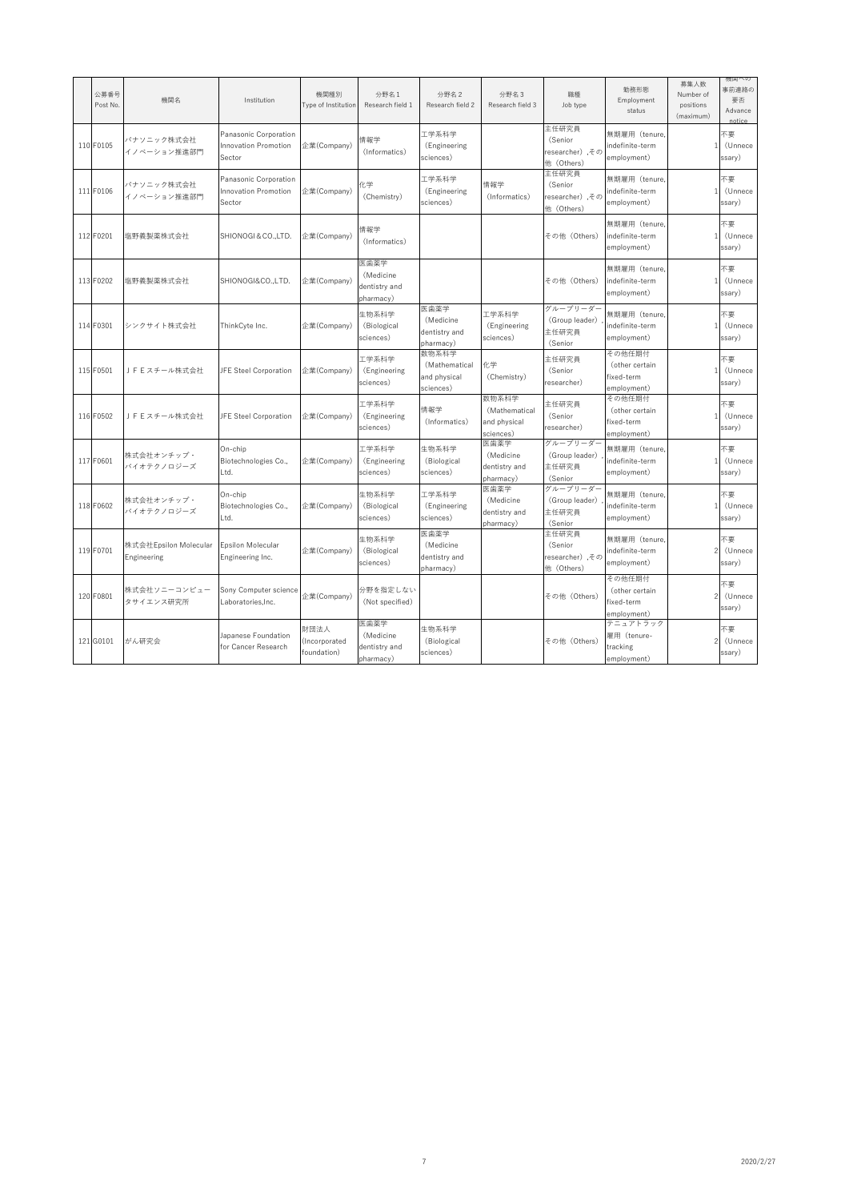| | 公募番号 Post No. | 機関名 | Institution | 機関種別 Type of Institution | 分野名1 Research field 1 | 分野名2 Research field 2 | 分野名3 Research field 3 | 職種 Job type | 勤務形態 Employment status | 募集人数 Number of positions (maximum) | 機関への事前連絡の要否 Advance notice |
|---|---|---|---|---|---|---|---|---|---|---|---|
| 110 | F0105 | パナソニック株式会社 イノベーション推進部門 | Panasonic Corporation Innovation Promotion Sector | 企業(Company) | 情報学 (Informatics) | 工学系科学 (Engineering sciences) | | 主任研究員 (Senior researcher) ,その他 (Others) | 無期雇用 (tenure, indefinite-term employment) | 1 | 不要 (Unnecessary) |
| 111 | F0106 | パナソニック株式会社 イノベーション推進部門 | Panasonic Corporation Innovation Promotion Sector | 企業(Company) | 化学 (Chemistry) | 工学系科学 (Engineering sciences) | 情報学 (Informatics) | 主任研究員 (Senior researcher) ,その他 (Others) | 無期雇用 (tenure, indefinite-term employment) | 1 | 不要 (Unnecessary) |
| 112 | F0201 | 塩野義製薬株式会社 | SHIONOGI＆CO.,LTD. | 企業(Company) | 情報学 (Informatics) | | | その他 (Others) | 無期雇用 (tenure, indefinite-term employment) | 1 | 不要 (Unnecessary) |
| 113 | F0202 | 塩野義製薬株式会社 | SHIONOGI&CO.,LTD. | 企業(Company) | 医歯薬学 (Medicine dentistry and pharmacy) | | | その他 (Others) | 無期雇用 (tenure, indefinite-term employment) | 1 | 不要 (Unnecessary) |
| 114 | F0301 | シンクサイト株式会社 | ThinkCyte Inc. | 企業(Company) | 生物系科学 (Biological sciences) | 医歯薬学 (Medicine dentistry and pharmacy) | 工学系科学 (Engineering sciences) | グループリーダー (Group leader) ,主任研究員 (Senior | 無期雇用 (tenure, indefinite-term employment) | 1 | 不要 (Unnecessary) |
| 115 | F0501 | ＪＦＥスチール株式会社 | JFE Steel Corporation | 企業(Company) | 工学系科学 (Engineering sciences) | 数物系科学 (Mathematical and physical sciences) | 化学 (Chemistry) | 主任研究員 (Senior researcher) | その他任期付 (other certain fixed-term employment) | 1 | 不要 (Unnecessary) |
| 116 | F0502 | ＪＦＥスチール株式会社 | JFE Steel Corporation | 企業(Company) | 工学系科学 (Engineering sciences) | 情報学 (Informatics) | 数物系科学 (Mathematical and physical sciences) | 主任研究員 (Senior researcher) | その他任期付 (other certain fixed-term employment) | 1 | 不要 (Unnecessary) |
| 117 | F0601 | 株式会社オンチップ・バイオテクノロジーズ | On-chip Biotechnologies Co., Ltd. | 企業(Company) | 工学系科学 (Engineering sciences) | 生物系科学 (Biological sciences) | 医歯薬学 (Medicine dentistry and pharmacy) | グループリーダー (Group leader) ,主任研究員 (Senior | 無期雇用 (tenure, indefinite-term employment) | 1 | 不要 (Unnecessary) |
| 118 | F0602 | 株式会社オンチップ・バイオテクノロジーズ | On-chip Biotechnologies Co., Ltd. | 企業(Company) | 生物系科学 (Biological sciences) | 工学系科学 (Engineering sciences) | 医歯薬学 (Medicine dentistry and pharmacy) | グループリーダー (Group leader) ,主任研究員 (Senior | 無期雇用 (tenure, indefinite-term employment) | 1 | 不要 (Unnecessary) |
| 119 | F0701 | 株式会社Epsilon Molecular Engineering | Epsilon Molecular Engineering Inc. | 企業(Company) | 生物系科学 (Biological sciences) | 医歯薬学 (Medicine dentistry and pharmacy) | | 主任研究員 (Senior researcher) ,その他 (Others) | 無期雇用 (tenure, indefinite-term employment) | 2 | 不要 (Unnecessary) |
| 120 | F0801 | 株式会社ソニーコンピュータサイエンス研究所 | Sony Computer science Laboratories,Inc. | 企業(Company) | 分野を指定しない (Not specified) | | | その他 (Others) | その他任期付 (other certain fixed-term employment) | 2 | 不要 (Unnecessary) |
| 121 | G0101 | がん研究会 | Japanese Foundation for Cancer Research | 財団法人 (Incorporated foundation) | 医歯薬学 (Medicine dentistry and pharmacy) | 生物系科学 (Biological sciences) | | その他 (Others) | テニュアトラック雇用 (tenure-tracking employment) | 2 | 不要 (Unnecessary) |

2020/2/27